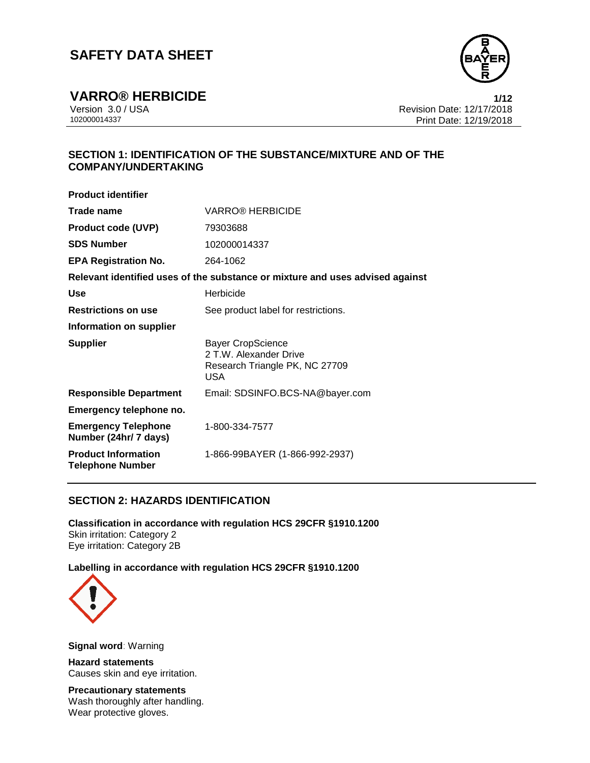# SAFETY DATA SHEET

## VARRO® HERBICIDE

Version 3.0 / USA
102000014337

Revision Date: 12/17/2018
Print Date: 12/19/2018

## SECTION 1: IDENTIFICATION OF THE SUBSTANCE/MIXTURE AND OF THE COMPANY/UNDERTAKING

**Product identifier**

| | |
|---|---|
| **Trade name** | VARRO® HERBICIDE |
| **Product code (UVP)** | 79303688 |
| **SDS Number** | 102000014337 |
| **EPA Registration No.** | 264-1062 |

**Relevant identified uses of the substance or mixture and uses advised against**

| | |
|---|---|
| **Use** | Herbicide |
| **Restrictions on use** | See product label for restrictions. |

**Information on supplier**

| | |
|---|---|
| **Supplier** | Bayer CropScience<br>2 T.W. Alexander Drive<br>Research Triangle PK, NC 27709<br>USA |
| **Responsible Department** | Email: SDSINFO.BCS-NA@bayer.com |

**Emergency telephone no.**

| | |
|---|---|
| **Emergency Telephone Number (24hr/ 7 days)** | 1-800-334-7577 |
| **Product Information Telephone Number** | 1-866-99BAYER (1-866-992-2937) |

## SECTION 2: HAZARDS IDENTIFICATION

**Classification in accordance with regulation HCS 29CFR §1910.1200**
Skin irritation: Category 2
Eye irritation: Category 2B

**Labelling in accordance with regulation HCS 29CFR §1910.1200**

**Signal word**: Warning

**Hazard statements**
Causes skin and eye irritation.

**Precautionary statements**
Wash thoroughly after handling.
Wear protective gloves.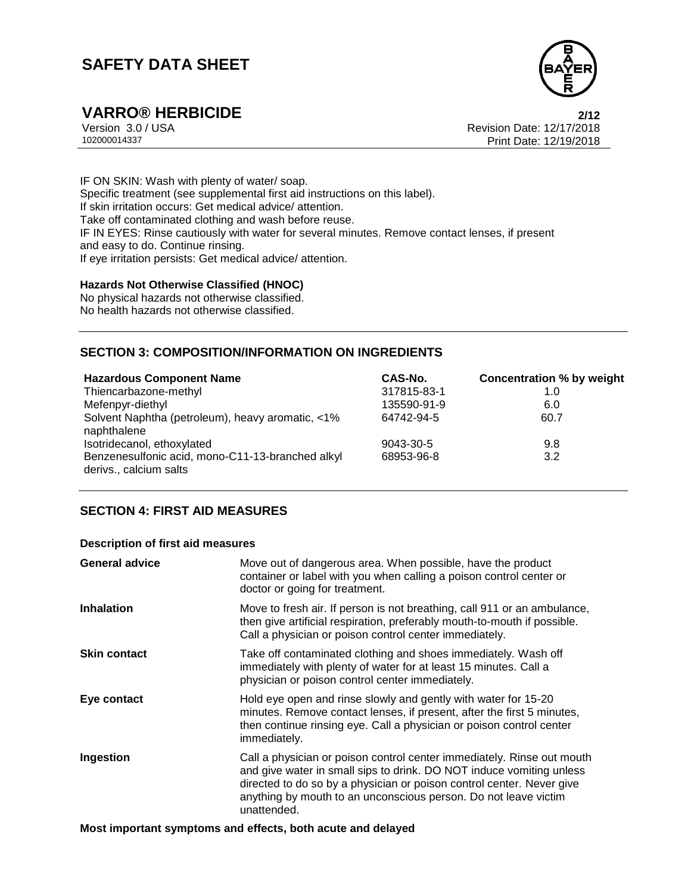IF ON SKIN: Wash with plenty of water/ soap.
Specific treatment (see supplemental first aid instructions on this label).
If skin irritation occurs: Get medical advice/ attention.
Take off contaminated clothing and wash before reuse.
IF IN EYES: Rinse cautiously with water for several minutes. Remove contact lenses, if present and easy to do. Continue rinsing.
If eye irritation persists: Get medical advice/ attention.

**Hazards Not Otherwise Classified (HNOC)**
No physical hazards not otherwise classified.
No health hazards not otherwise classified.

## SECTION 3: COMPOSITION/INFORMATION ON INGREDIENTS

| Hazardous Component Name | CAS-No. | Concentration % by weight |
|---|---|---|
| Thiencarbazone-methyl | 317815-83-1 | 1.0 |
| Mefenpyr-diethyl | 135590-91-9 | 6.0 |
| Solvent Naphtha (petroleum), heavy aromatic, <1% naphthalene | 64742-94-5 | 60.7 |
| Isotridecanol, ethoxylated | 9043-30-5 | 9.8 |
| Benzenesulfonic acid, mono-C11-13-branched alkyl derivs., calcium salts | 68953-96-8 | 3.2 |

## SECTION 4: FIRST AID MEASURES

**Description of first aid measures**

| | |
|---|---|
| **General advice** | Move out of dangerous area. When possible, have the product container or label with you when calling a poison control center or doctor or going for treatment. |
| **Inhalation** | Move to fresh air. If person is not breathing, call 911 or an ambulance, then give artificial respiration, preferably mouth-to-mouth if possible. Call a physician or poison control center immediately. |
| **Skin contact** | Take off contaminated clothing and shoes immediately. Wash off immediately with plenty of water for at least 15 minutes. Call a physician or poison control center immediately. |
| **Eye contact** | Hold eye open and rinse slowly and gently with water for 15-20 minutes. Remove contact lenses, if present, after the first 5 minutes, then continue rinsing eye. Call a physician or poison control center immediately. |
| **Ingestion** | Call a physician or poison control center immediately. Rinse out mouth and give water in small sips to drink. DO NOT induce vomiting unless directed to do so by a physician or poison control center. Never give anything by mouth to an unconscious person. Do not leave victim unattended. |

**Most important symptoms and effects, both acute and delayed**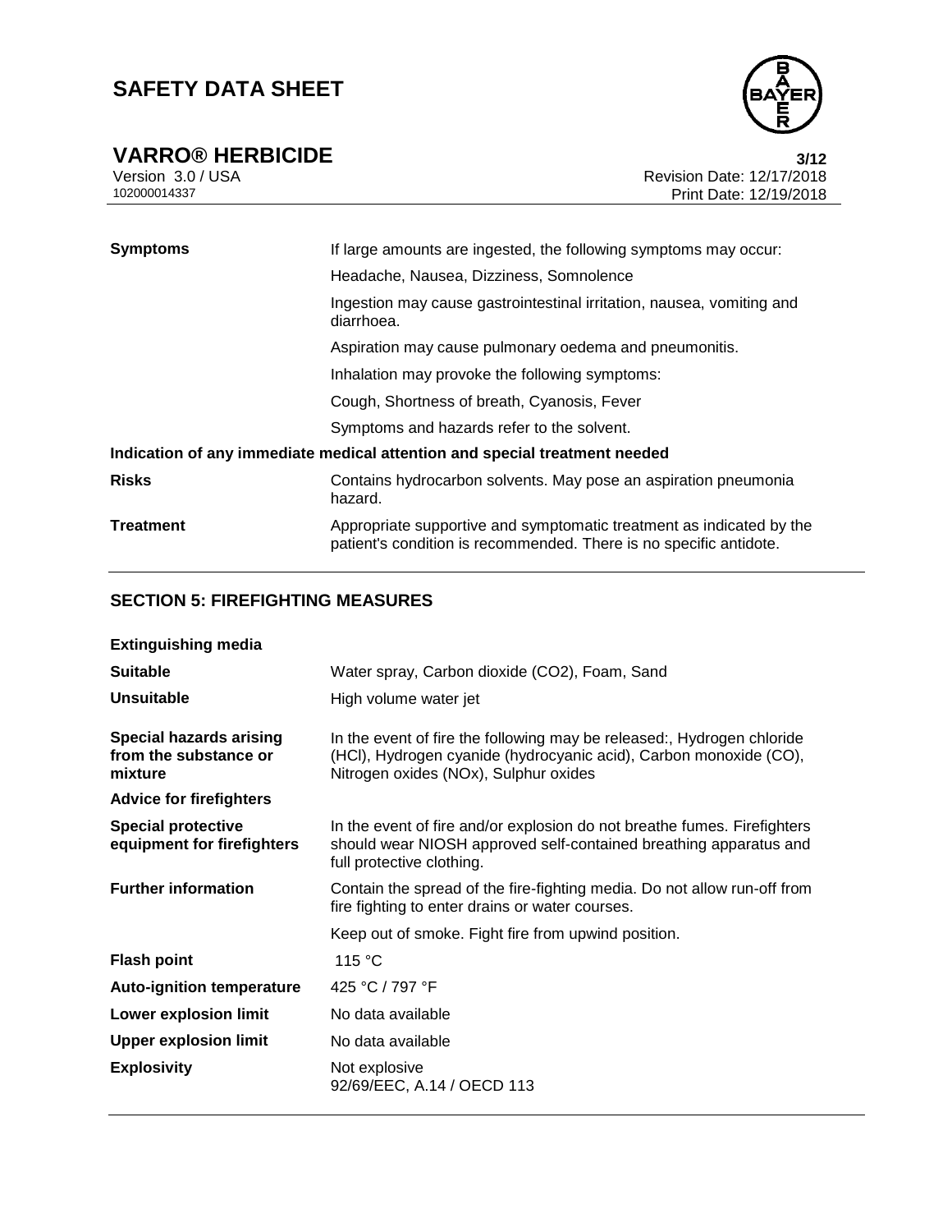| | |
|---|---|
| **Symptoms** | If large amounts are ingested, the following symptoms may occur: |
| | Headache, Nausea, Dizziness, Somnolence |
| | Ingestion may cause gastrointestinal irritation, nausea, vomiting and diarrhoea. |
| | Aspiration may cause pulmonary oedema and pneumonitis. |
| | Inhalation may provoke the following symptoms: |
| | Cough, Shortness of breath, Cyanosis, Fever |
| | Symptoms and hazards refer to the solvent. |

**Indication of any immediate medical attention and special treatment needed**

| | |
|---|---|
| **Risks** | Contains hydrocarbon solvents. May pose an aspiration pneumonia hazard. |
| **Treatment** | Appropriate supportive and symptomatic treatment as indicated by the patient's condition is recommended. There is no specific antidote. |

## SECTION 5: FIREFIGHTING MEASURES

**Extinguishing media**

| | |
|---|---|
| **Suitable** | Water spray, Carbon dioxide ($CO_2$), Foam, Sand |
| **Unsuitable** | High volume water jet |
| **Special hazards arising from the substance or mixture** | In the event of fire the following may be released:, Hydrogen chloride (HCl), Hydrogen cyanide (hydrocyanic acid), Carbon monoxide (CO), Nitrogen oxides (NOx), Sulphur oxides |

**Advice for firefighters**

| | |
|---|---|
| **Special protective equipment for firefighters** | In the event of fire and/or explosion do not breathe fumes. Firefighters should wear NIOSH approved self-contained breathing apparatus and full protective clothing. |
| **Further information** | Contain the spread of the fire-fighting media. Do not allow run-off from fire fighting to enter drains or water courses. |
| | Keep out of smoke. Fight fire from upwind position. |
| **Flash point** | 115 °C |
| **Auto-ignition temperature** | 425 °C / 797 °F |
| **Lower explosion limit** | No data available |
| **Upper explosion limit** | No data available |
| **Explosivity** | Not explosive<br>92/69/EEC, A.14 / OECD 113 |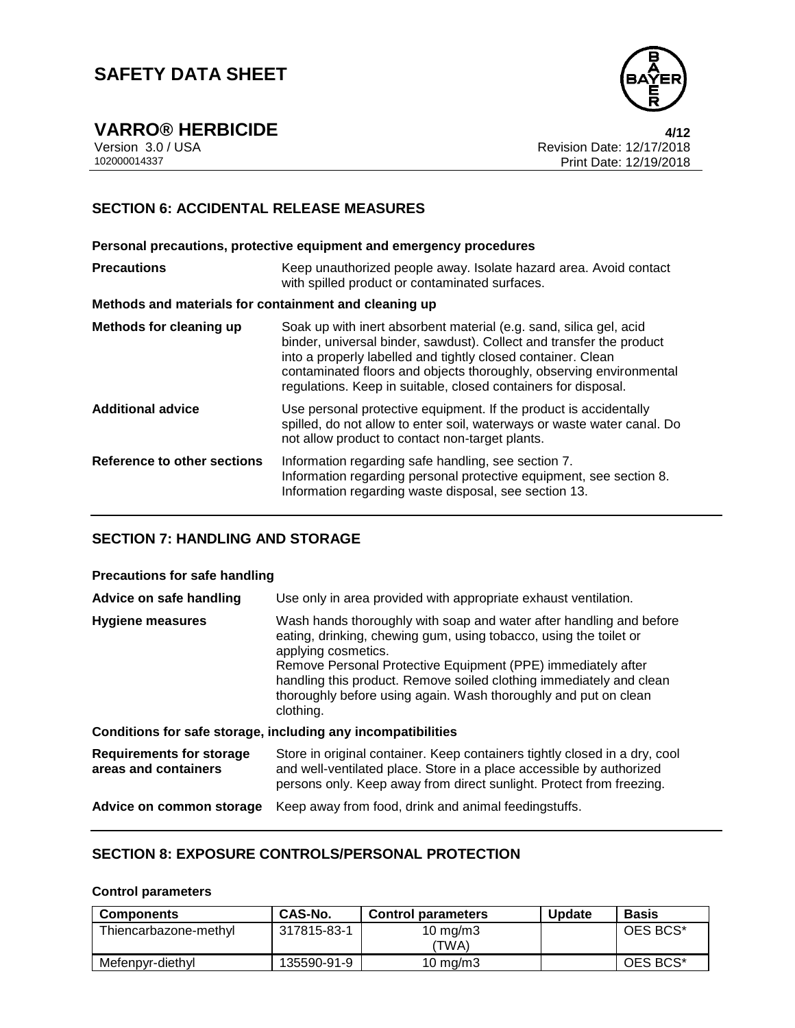## SECTION 6: ACCIDENTAL RELEASE MEASURES

### Personal precautions, protective equipment and emergency procedures

| | |
|---|---|
| **Precautions** | Keep unauthorized people away. Isolate hazard area. Avoid contact with spilled product or contaminated surfaces. |

### Methods and materials for containment and cleaning up

| | |
|---|---|
| **Methods for cleaning up** | Soak up with inert absorbent material (e.g. sand, silica gel, acid binder, universal binder, sawdust). Collect and transfer the product into a properly labelled and tightly closed container. Clean contaminated floors and objects thoroughly, observing environmental regulations. Keep in suitable, closed containers for disposal. |
| **Additional advice** | Use personal protective equipment. If the product is accidentally spilled, do not allow to enter soil, waterways or waste water canal. Do not allow product to contact non-target plants. |
| **Reference to other sections** | Information regarding safe handling, see section 7.<br>Information regarding personal protective equipment, see section 8.<br>Information regarding waste disposal, see section 13. |

## SECTION 7: HANDLING AND STORAGE

### Precautions for safe handling

| | |
|---|---|
| **Advice on safe handling** | Use only in area provided with appropriate exhaust ventilation. |
| **Hygiene measures** | Wash hands thoroughly with soap and water after handling and before eating, drinking, chewing gum, using tobacco, using the toilet or applying cosmetics.<br>Remove Personal Protective Equipment (PPE) immediately after handling this product. Remove soiled clothing immediately and clean thoroughly before using again. Wash thoroughly and put on clean clothing. |

### Conditions for safe storage, including any incompatibilities

| | |
|---|---|
| **Requirements for storage areas and containers** | Store in original container. Keep containers tightly closed in a dry, cool and well-ventilated place. Store in a place accessible by authorized persons only. Keep away from direct sunlight. Protect from freezing. |
| **Advice on common storage** | Keep away from food, drink and animal feedingstuffs. |

## SECTION 8: EXPOSURE CONTROLS/PERSONAL PROTECTION

### Control parameters

| Components | CAS-No. | Control parameters | Update | Basis |
|---|---|---|---|---|
| Thiencarbazone-methyl | 317815-83-1 | 10 mg/m3 (TWA) | | OES BCS* |
| Mefenpyr-diethyl | 135590-91-9 | 10 mg/m3 | | OES BCS* |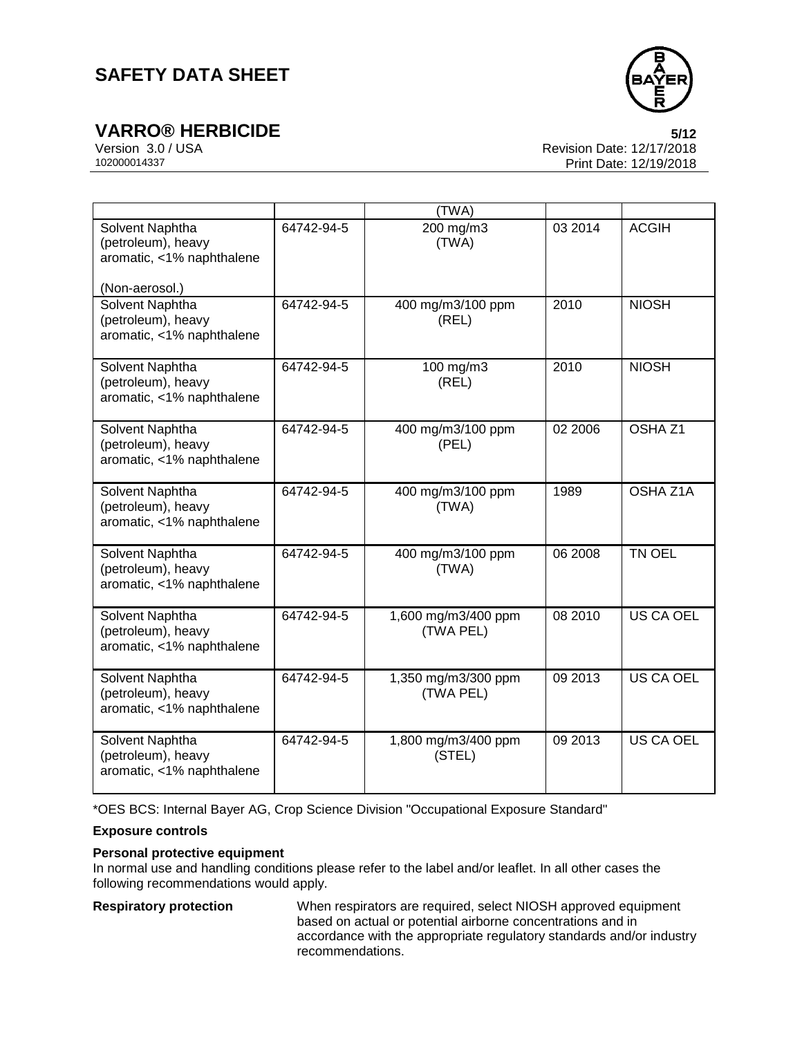| | | | | |
|---|---|---|---|---|
| | | (TWA) | | |
| Solvent Naphtha (petroleum), heavy aromatic, <1% naphthalene<br><br>(Non-aerosol.) | 64742-94-5 | 200 mg/m3 (TWA) | 03 2014 | ACGIH |
| Solvent Naphtha (petroleum), heavy aromatic, <1% naphthalene | 64742-94-5 | 400 mg/m3/100 ppm (REL) | 2010 | NIOSH |
| Solvent Naphtha (petroleum), heavy aromatic, <1% naphthalene | 64742-94-5 | 100 mg/m3 (REL) | 2010 | NIOSH |
| Solvent Naphtha (petroleum), heavy aromatic, <1% naphthalene | 64742-94-5 | 400 mg/m3/100 ppm (PEL) | 02 2006 | OSHA Z1 |
| Solvent Naphtha (petroleum), heavy aromatic, <1% naphthalene | 64742-94-5 | 400 mg/m3/100 ppm (TWA) | 1989 | OSHA Z1A |
| Solvent Naphtha (petroleum), heavy aromatic, <1% naphthalene | 64742-94-5 | 400 mg/m3/100 ppm (TWA) | 06 2008 | TN OEL |
| Solvent Naphtha (petroleum), heavy aromatic, <1% naphthalene | 64742-94-5 | 1,600 mg/m3/400 ppm (TWA PEL) | 08 2010 | US CA OEL |
| Solvent Naphtha (petroleum), heavy aromatic, <1% naphthalene | 64742-94-5 | 1,350 mg/m3/300 ppm (TWA PEL) | 09 2013 | US CA OEL |
| Solvent Naphtha (petroleum), heavy aromatic, <1% naphthalene | 64742-94-5 | 1,800 mg/m3/400 ppm (STEL) | 09 2013 | US CA OEL |

*OES BCS: Internal Bayer AG, Crop Science Division "Occupational Exposure Standard"

**Exposure controls**

**Personal protective equipment**

In normal use and handling conditions please refer to the label and/or leaflet. In all other cases the following recommendations would apply.

**Respiratory protection** When respirators are required, select NIOSH approved equipment based on actual or potential airborne concentrations and in accordance with the appropriate regulatory standards and/or industry recommendations.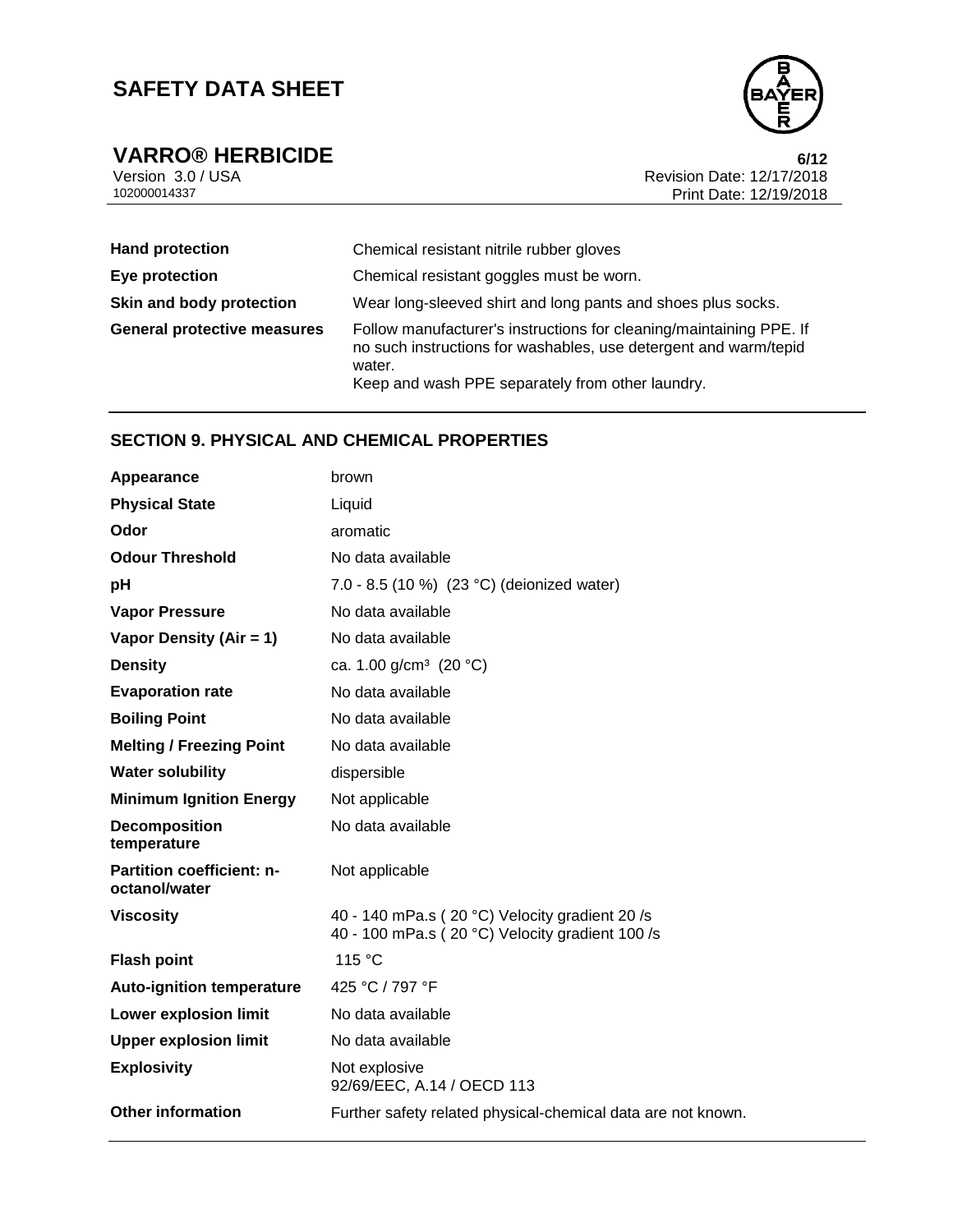| | |
|---|---|
| **Hand protection** | Chemical resistant nitrile rubber gloves |
| **Eye protection** | Chemical resistant goggles must be worn. |
| **Skin and body protection** | Wear long-sleeved shirt and long pants and shoes plus socks. |
| **General protective measures** | Follow manufacturer's instructions for cleaning/maintaining PPE. If no such instructions for washables, use detergent and warm/tepid water.<br>Keep and wash PPE separately from other laundry. |

## SECTION 9. PHYSICAL AND CHEMICAL PROPERTIES

| | |
|---|---|
| **Appearance** | brown |
| **Physical State** | Liquid |
| **Odor** | aromatic |
| **Odour Threshold** | No data available |
| **pH** | 7.0 - 8.5 (10 %) (23 °C) (deionized water) |
| **Vapor Pressure** | No data available |
| **Vapor Density (Air = 1)** | No data available |
| **Density** | ca. 1.00 g/cm³ (20 °C) |
| **Evaporation rate** | No data available |
| **Boiling Point** | No data available |
| **Melting / Freezing Point** | No data available |
| **Water solubility** | dispersible |
| **Minimum Ignition Energy** | Not applicable |
| **Decomposition temperature** | No data available |
| **Partition coefficient: n-octanol/water** | Not applicable |
| **Viscosity** | 40 - 140 mPa.s ( 20 °C) Velocity gradient 20 /s<br>40 - 100 mPa.s ( 20 °C) Velocity gradient 100 /s |
| **Flash point** | 115 °C |
| **Auto-ignition temperature** | 425 °C / 797 °F |
| **Lower explosion limit** | No data available |
| **Upper explosion limit** | No data available |
| **Explosivity** | Not explosive<br>92/69/EEC, A.14 / OECD 113 |
| **Other information** | Further safety related physical-chemical data are not known. |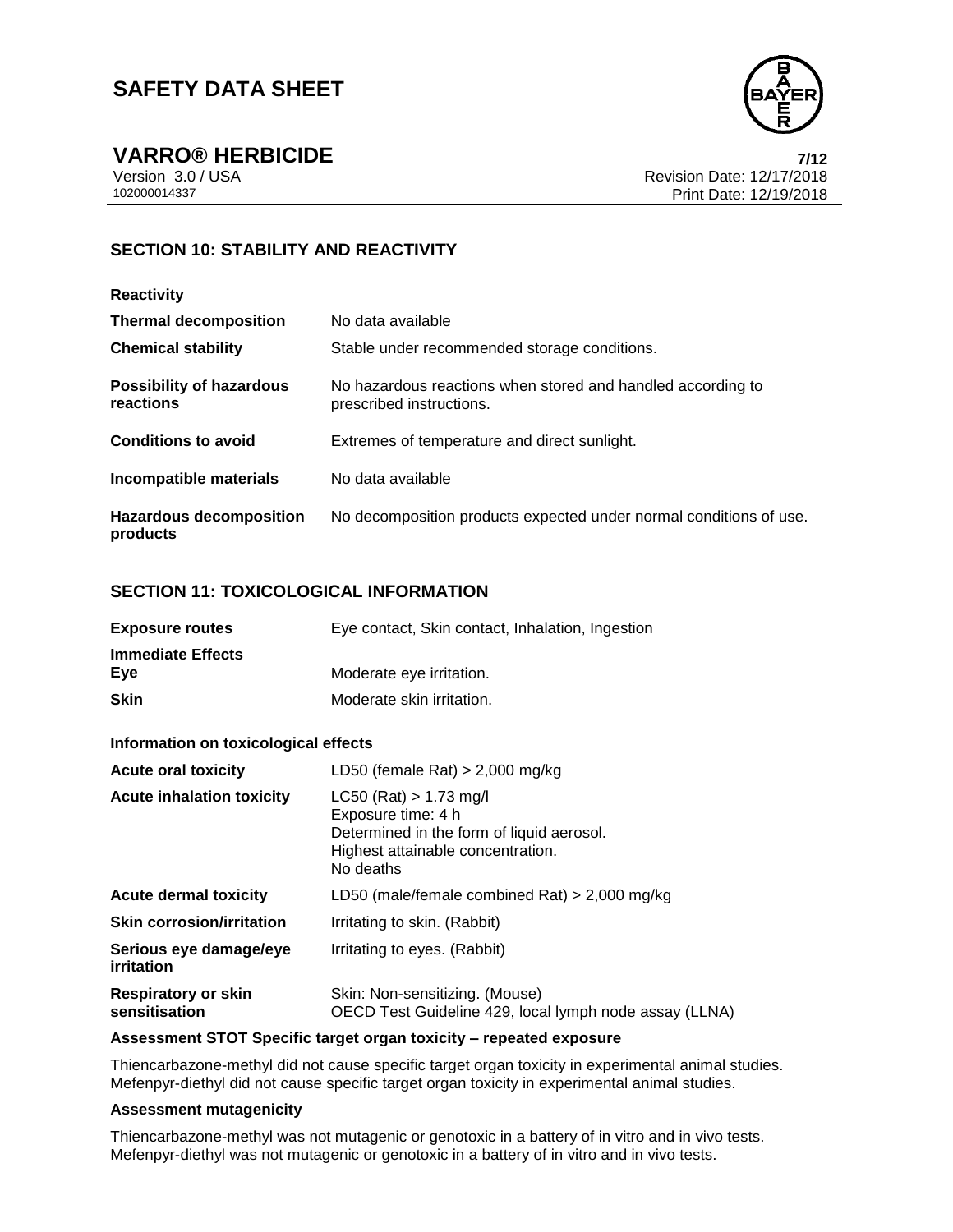## SECTION 10: STABILITY AND REACTIVITY

**Reactivity**

| | |
|---|---|
| **Thermal decomposition** | No data available |
| **Chemical stability** | Stable under recommended storage conditions. |
| **Possibility of hazardous reactions** | No hazardous reactions when stored and handled according to prescribed instructions. |
| **Conditions to avoid** | Extremes of temperature and direct sunlight. |
| **Incompatible materials** | No data available |
| **Hazardous decomposition products** | No decomposition products expected under normal conditions of use. |

## SECTION 11: TOXICOLOGICAL INFORMATION

| | |
|---|---|
| **Exposure routes** | Eye contact, Skin contact, Inhalation, Ingestion |
| **Immediate Effects** | |
| **Eye** | Moderate eye irritation. |
| **Skin** | Moderate skin irritation. |

**Information on toxicological effects**

| | |
|---|---|
| **Acute oral toxicity** | LD50 (female Rat) > 2,000 mg/kg |
| **Acute inhalation toxicity** | LC50 (Rat) > 1.73 mg/l<br>Exposure time: 4 h<br>Determined in the form of liquid aerosol.<br>Highest attainable concentration.<br>No deaths |
| **Acute dermal toxicity** | LD50 (male/female combined Rat) > 2,000 mg/kg |
| **Skin corrosion/irritation** | Irritating to skin. (Rabbit) |
| **Serious eye damage/eye irritation** | Irritating to eyes. (Rabbit) |
| **Respiratory or skin sensitisation** | Skin: Non-sensitizing. (Mouse)<br>OECD Test Guideline 429, local lymph node assay (LLNA) |

**Assessment STOT Specific target organ toxicity – repeated exposure**

Thiencarbazone-methyl did not cause specific target organ toxicity in experimental animal studies.
Mefenpyr-diethyl did not cause specific target organ toxicity in experimental animal studies.

**Assessment mutagenicity**

Thiencarbazone-methyl was not mutagenic or genotoxic in a battery of in vitro and in vivo tests.
Mefenpyr-diethyl was not mutagenic or genotoxic in a battery of in vitro and in vivo tests.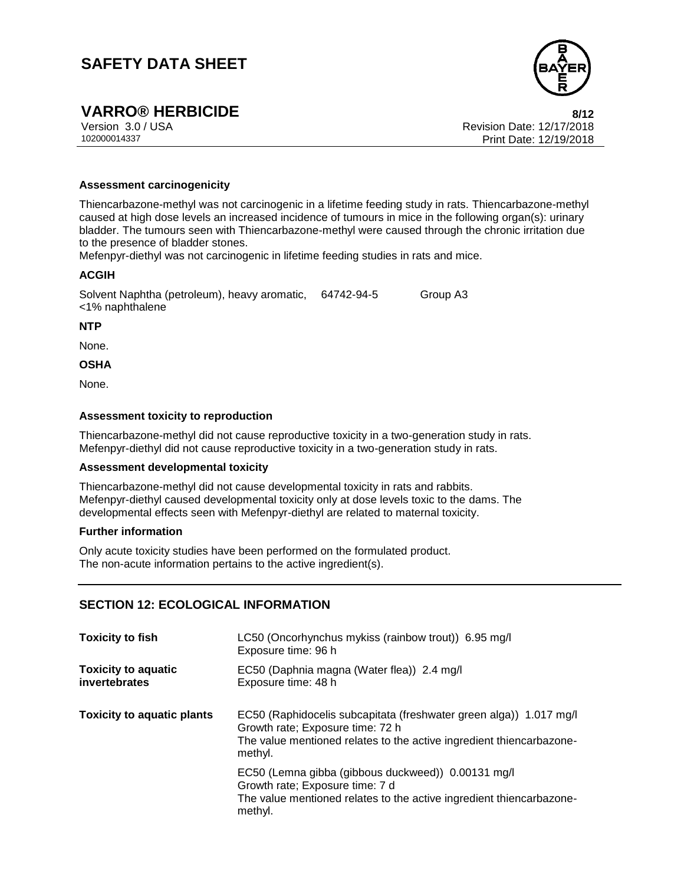**Assessment carcinogenicity**

Thiencarbazone-methyl was not carcinogenic in a lifetime feeding study in rats. Thiencarbazone-methyl caused at high dose levels an increased incidence of tumours in mice in the following organ(s): urinary bladder. The tumours seen with Thiencarbazone-methyl were caused through the chronic irritation due to the presence of bladder stones.
Mefenpyr-diethyl was not carcinogenic in lifetime feeding studies in rats and mice.

**ACGIH**

| | | |
|---|---|---|
| Solvent Naphtha (petroleum), heavy aromatic, <1% naphthalene | 64742-94-5 | Group A3 |

**NTP**

None.

**OSHA**

None.

**Assessment toxicity to reproduction**

Thiencarbazone-methyl did not cause reproductive toxicity in a two-generation study in rats.
Mefenpyr-diethyl did not cause reproductive toxicity in a two-generation study in rats.

**Assessment developmental toxicity**

Thiencarbazone-methyl did not cause developmental toxicity in rats and rabbits.
Mefenpyr-diethyl caused developmental toxicity only at dose levels toxic to the dams. The developmental effects seen with Mefenpyr-diethyl are related to maternal toxicity.

**Further information**

Only acute toxicity studies have been performed on the formulated product.
The non-acute information pertains to the active ingredient(s).

## SECTION 12: ECOLOGICAL INFORMATION

| | |
|---|---|
| **Toxicity to fish** | LC50 (Oncorhynchus mykiss (rainbow trout)) 6.95 mg/l<br>Exposure time: 96 h |
| **Toxicity to aquatic invertebrates** | EC50 (Daphnia magna (Water flea)) 2.4 mg/l<br>Exposure time: 48 h |
| **Toxicity to aquatic plants** | EC50 (Raphidocelis subcapitata (freshwater green alga)) 1.017 mg/l<br>Growth rate; Exposure time: 72 h<br>The value mentioned relates to the active ingredient thiencarbazone-methyl. |
| | EC50 (Lemna gibba (gibbous duckweed)) 0.00131 mg/l<br>Growth rate; Exposure time: 7 d<br>The value mentioned relates to the active ingredient thiencarbazone-methyl. |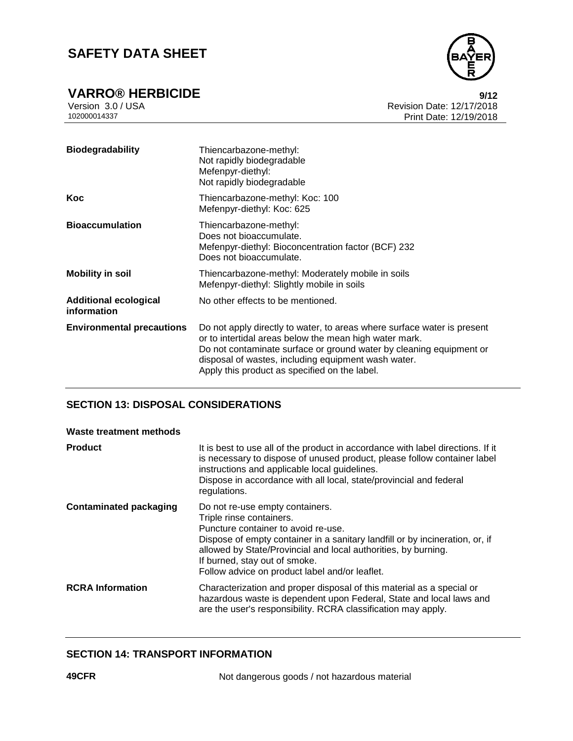| | |
|---|---|
| **Biodegradability** | Thiencarbazone-methyl:<br>Not rapidly biodegradable<br>Mefenpyr-diethyl:<br>Not rapidly biodegradable |
| **Koc** | Thiencarbazone-methyl: Koc: 100<br>Mefenpyr-diethyl: Koc: 625 |
| **Bioaccumulation** | Thiencarbazone-methyl:<br>Does not bioaccumulate.<br>Mefenpyr-diethyl: Bioconcentration factor (BCF) 232<br>Does not bioaccumulate. |
| **Mobility in soil** | Thiencarbazone-methyl: Moderately mobile in soils<br>Mefenpyr-diethyl: Slightly mobile in soils |
| **Additional ecological information** | No other effects to be mentioned. |
| **Environmental precautions** | Do not apply directly to water, to areas where surface water is present or to intertidal areas below the mean high water mark.<br>Do not contaminate surface or ground water by cleaning equipment or disposal of wastes, including equipment wash water.<br>Apply this product as specified on the label. |

## SECTION 13: DISPOSAL CONSIDERATIONS

**Waste treatment methods**

| | |
|---|---|
| **Product** | It is best to use all of the product in accordance with label directions. If it is necessary to dispose of unused product, please follow container label instructions and applicable local guidelines.<br>Dispose in accordance with all local, state/provincial and federal regulations. |
| **Contaminated packaging** | Do not re-use empty containers.<br>Triple rinse containers.<br>Puncture container to avoid re-use.<br>Dispose of empty container in a sanitary landfill or by incineration, or, if allowed by State/Provincial and local authorities, by burning.<br>If burned, stay out of smoke.<br>Follow advice on product label and/or leaflet. |
| **RCRA Information** | Characterization and proper disposal of this material as a special or hazardous waste is dependent upon Federal, State and local laws and are the user's responsibility. RCRA classification may apply. |

## SECTION 14: TRANSPORT INFORMATION

| | |
|---|---|
| **49CFR** | Not dangerous goods / not hazardous material |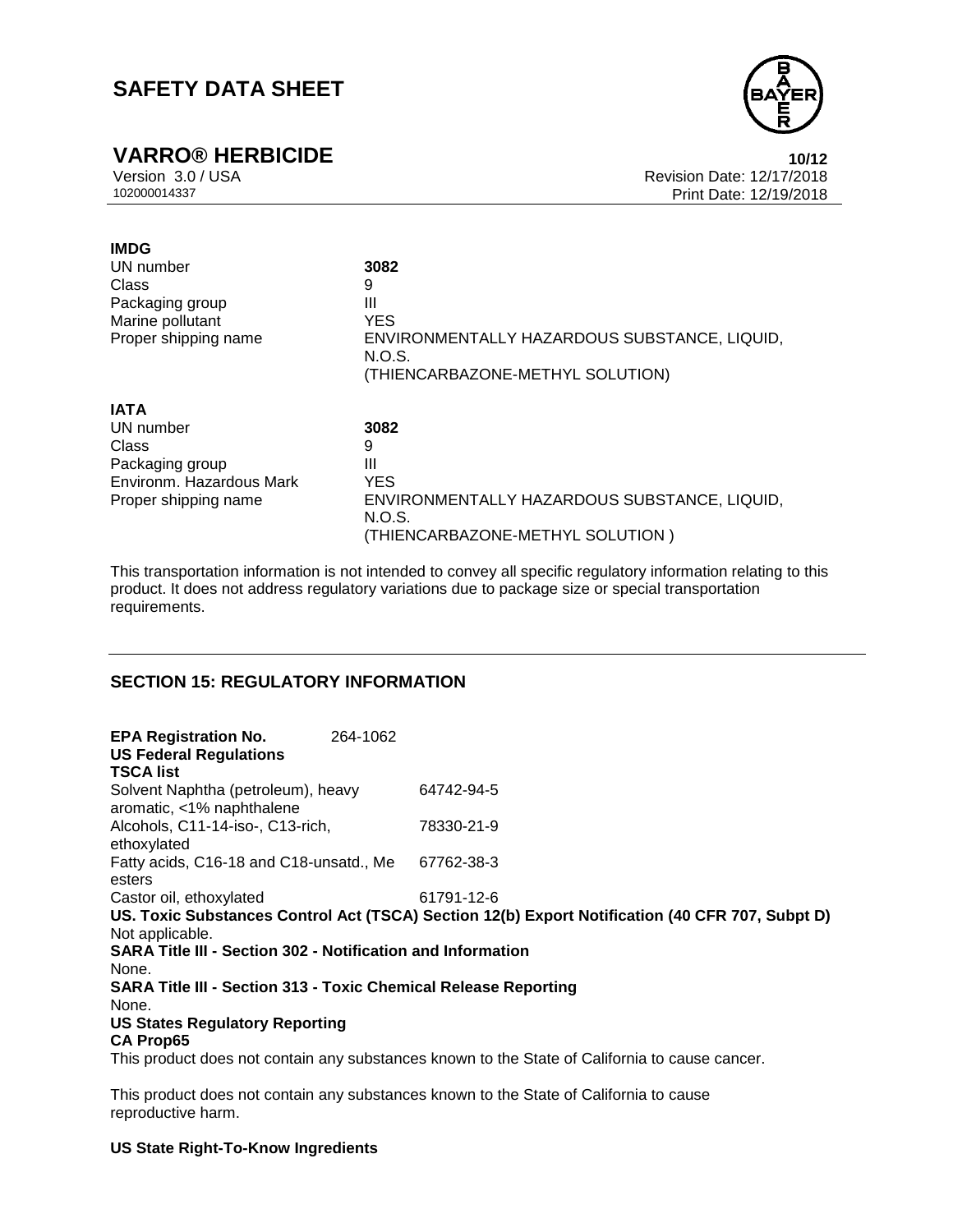**IMDG**

| | |
|---|---|
| UN number | **3082** |
| Class | 9 |
| Packaging group | III |
| Marine pollutant | YES |
| Proper shipping name | ENVIRONMENTALLY HAZARDOUS SUBSTANCE, LIQUID, N.O.S. (THIENCARBAZONE-METHYL SOLUTION) |

**IATA**

| | |
|---|---|
| UN number | **3082** |
| Class | 9 |
| Packaging group | III |
| Environm. Hazardous Mark | YES |
| Proper shipping name | ENVIRONMENTALLY HAZARDOUS SUBSTANCE, LIQUID, N.O.S. (THIENCARBAZONE-METHYL SOLUTION ) |

This transportation information is not intended to convey all specific regulatory information relating to this product. It does not address regulatory variations due to package size or special transportation requirements.

## SECTION 15: REGULATORY INFORMATION

**EPA Registration No.** 264-1062

**US Federal Regulations**

**TSCA list**

| | |
|---|---|
| Solvent Naphtha (petroleum), heavy aromatic, <1% naphthalene | 64742-94-5 |
| Alcohols, C11-14-iso-, C13-rich, ethoxylated | 78330-21-9 |
| Fatty acids, C16-18 and C18-unsatd., Me esters | 67762-38-3 |
| Castor oil, ethoxylated | 61791-12-6 |

**US. Toxic Substances Control Act (TSCA) Section 12(b) Export Notification (40 CFR 707, Subpt D)**

Not applicable.

**SARA Title III - Section 302 - Notification and Information**

None.

**SARA Title III - Section 313 - Toxic Chemical Release Reporting**

None.

**US States Regulatory Reporting**

**CA Prop65**

This product does not contain any substances known to the State of California to cause cancer.

This product does not contain any substances known to the State of California to cause reproductive harm.

**US State Right-To-Know Ingredients**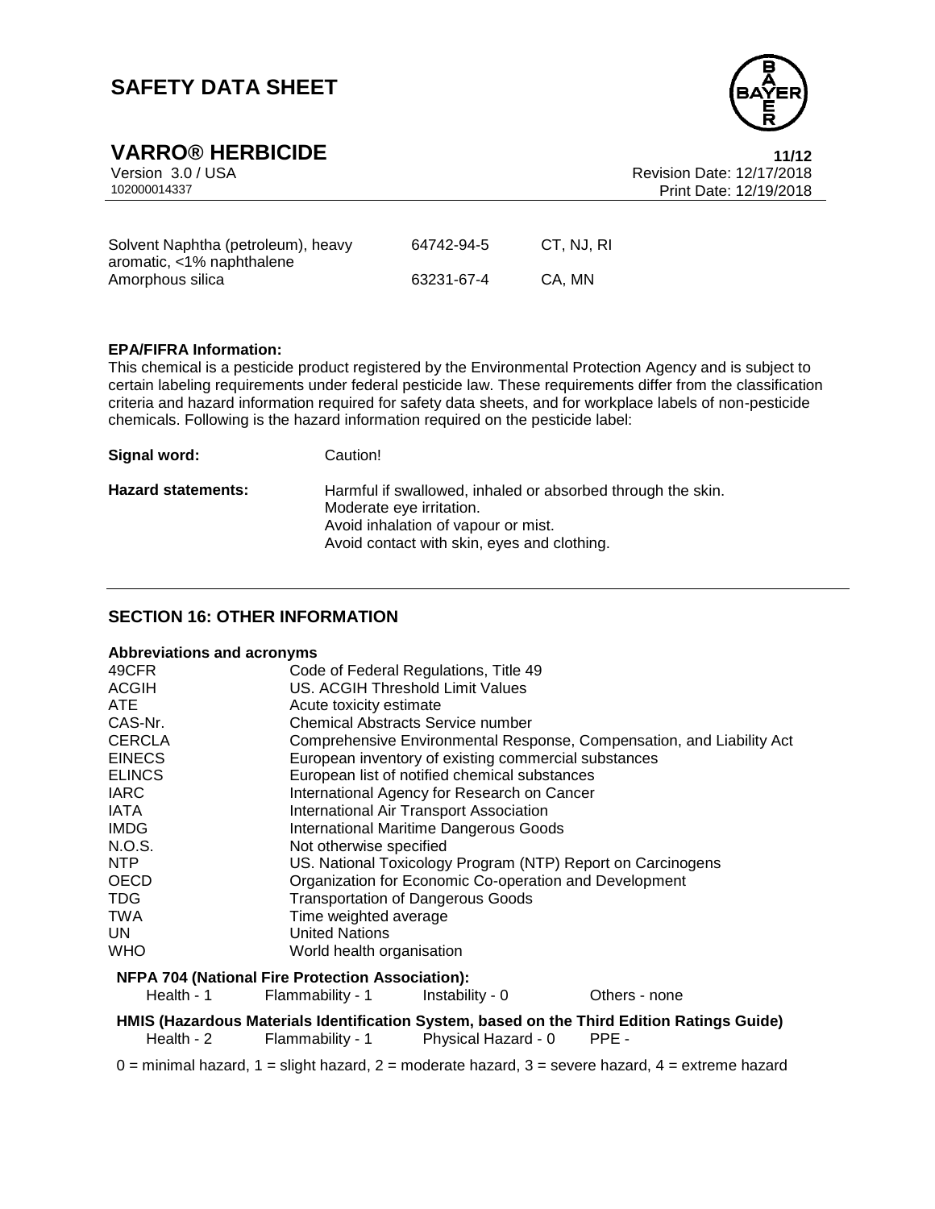| | | |
|---|---|---|
| Solvent Naphtha (petroleum), heavy aromatic, <1% naphthalene | 64742-94-5 | CT, NJ, RI |
| Amorphous silica | 63231-67-4 | CA, MN |

**EPA/FIFRA Information:**

This chemical is a pesticide product registered by the Environmental Protection Agency and is subject to certain labeling requirements under federal pesticide law. These requirements differ from the classification criteria and hazard information required for safety data sheets, and for workplace labels of non-pesticide chemicals. Following is the hazard information required on the pesticide label:

**Signal word:** Caution!

**Hazard statements:** Harmful if swallowed, inhaled or absorbed through the skin.
Moderate eye irritation.
Avoid inhalation of vapour or mist.
Avoid contact with skin, eyes and clothing.

## SECTION 16: OTHER INFORMATION

### Abbreviations and acronyms

| | |
|---|---|
| 49CFR | Code of Federal Regulations, Title 49 |
| ACGIH | US. ACGIH Threshold Limit Values |
| ATE | Acute toxicity estimate |
| CAS-Nr. | Chemical Abstracts Service number |
| CERCLA | Comprehensive Environmental Response, Compensation, and Liability Act |
| EINECS | European inventory of existing commercial substances |
| ELINCS | European list of notified chemical substances |
| IARC | International Agency for Research on Cancer |
| IATA | International Air Transport Association |
| IMDG | International Maritime Dangerous Goods |
| N.O.S. | Not otherwise specified |
| NTP | US. National Toxicology Program (NTP) Report on Carcinogens |
| OECD | Organization for Economic Co-operation and Development |
| TDG | Transportation of Dangerous Goods |
| TWA | Time weighted average |
| UN | United Nations |
| WHO | World health organisation |

**NFPA 704 (National Fire Protection Association):**

| Health - 1 | Flammability - 1 | Instability - 0 | Others - none |
|---|---|---|---|

**HMIS (Hazardous Materials Identification System, based on the Third Edition Ratings Guide)**

| Health - 2 | Flammability - 1 | Physical Hazard - 0 | PPE - |
|---|---|---|---|

0 = minimal hazard, 1 = slight hazard, 2 = moderate hazard, 3 = severe hazard, 4 = extreme hazard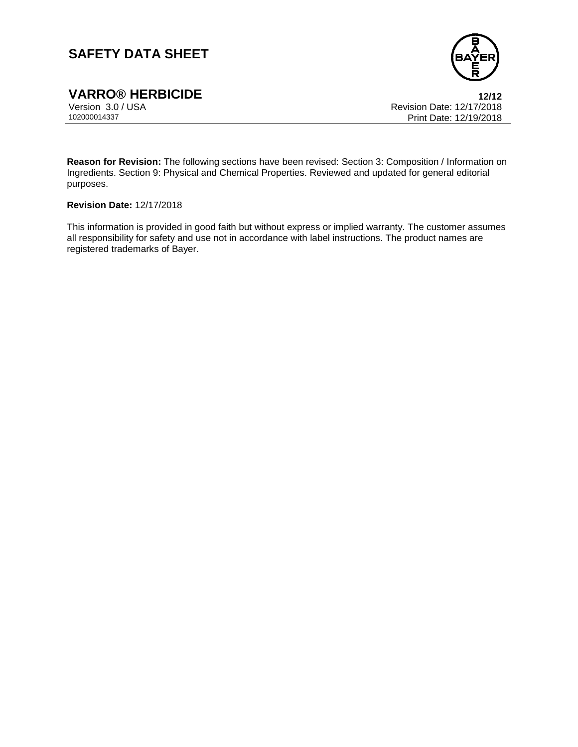**Reason for Revision:** The following sections have been revised: Section 3: Composition / Information on Ingredients. Section 9: Physical and Chemical Properties. Reviewed and updated for general editorial purposes.

**Revision Date:** 12/17/2018

This information is provided in good faith but without express or implied warranty. The customer assumes all responsibility for safety and use not in accordance with label instructions. The product names are registered trademarks of Bayer.